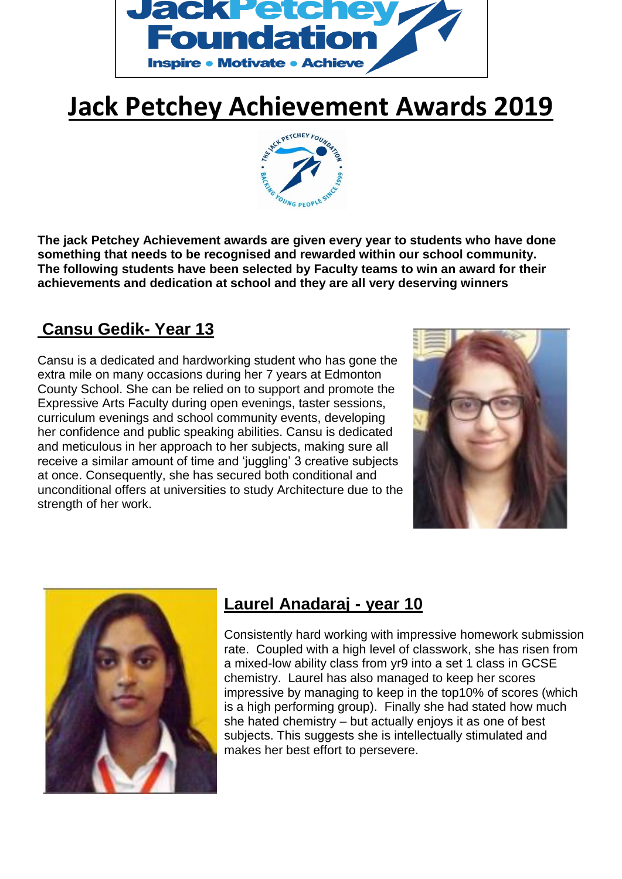# Jack Petchey Achievement Awards 2019

**The jack Petchey Achievement awards are given every year to students who have done something that needs to be recognised and rewarded within our school community. The following students have been selected by Faculty teams to win an award for their achievements and dedication at school and they are all very deserving winners**

## Cansu Gedik- Year 13

Cansu is a dedicated and hardworking student who has gone the extra mile on many occasions during her 7 years at Edmonton County School. She can be relied on to support and promote the Expressive Arts Faculty during open evenings, taster sessions, curriculum evenings and school community events, developing her confidence and public speaking abilities. Cansu is dedicated and meticulous in her approach to her subjects, making sure all receive a similar amount of time and 'juggling' 3 creative subjects at once. Consequently, she has secured both conditional and unconditional offers at universities to study Architecture due to the strength of her work.

## Laurel Anadaraj - year 10

Consistently hard working with impressive homework submission rate. Coupled with a high level of classwork, she has risen from a mixed-low ability class from yr9 into a set 1 class in GCSE chemistry. Laurel has also managed to keep her scores impressive by managing to keep in the top10% of scores (which is a high performing group). Finally she had stated how much she hated chemistry – but actually enjoys it as one of best subjects. This suggests she is intellectually stimulated and makes her best effort to persevere.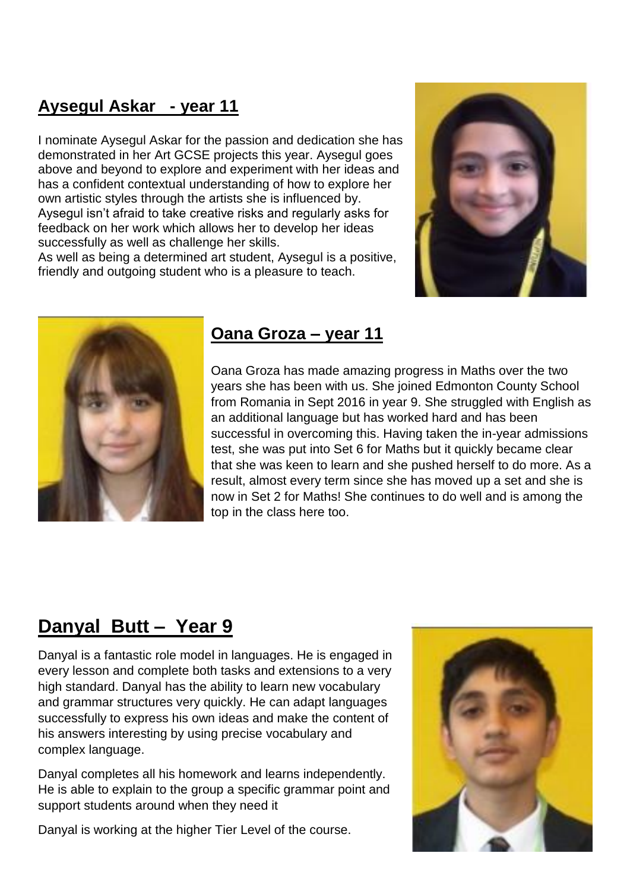## Aysegul Askar - year 11

I nominate Aysegul Askar for the passion and dedication she has demonstrated in her Art GCSE projects this year. Aysegul goes above and beyond to explore and experiment with her ideas and has a confident contextual understanding of how to explore her own artistic styles through the artists she is influenced by. Aysegul isn't afraid to take creative risks and regularly asks for feedback on her work which allows her to develop her ideas successfully as well as challenge her skills.
As well as being a determined art student, Aysegul is a positive, friendly and outgoing student who is a pleasure to teach.

## Oana Groza – year 11

Oana Groza has made amazing progress in Maths over the two years she has been with us. She joined Edmonton County School from Romania in Sept 2016 in year 9. She struggled with English as an additional language but has worked hard and has been successful in overcoming this. Having taken the in-year admissions test, she was put into Set 6 for Maths but it quickly became clear that she was keen to learn and she pushed herself to do more. As a result, almost every term since she has moved up a set and she is now in Set 2 for Maths! She continues to do well and is among the top in the class here too.

## Danyal Butt – Year 9

Danyal is a fantastic role model in languages. He is engaged in every lesson and complete both tasks and extensions to a very high standard. Danyal has the ability to learn new vocabulary and grammar structures very quickly. He can adapt languages successfully to express his own ideas and make the content of his answers interesting by using precise vocabulary and complex language.

Danyal completes all his homework and learns independently. He is able to explain to the group a specific grammar point and support students around when they need it

Danyal is working at the higher Tier Level of the course.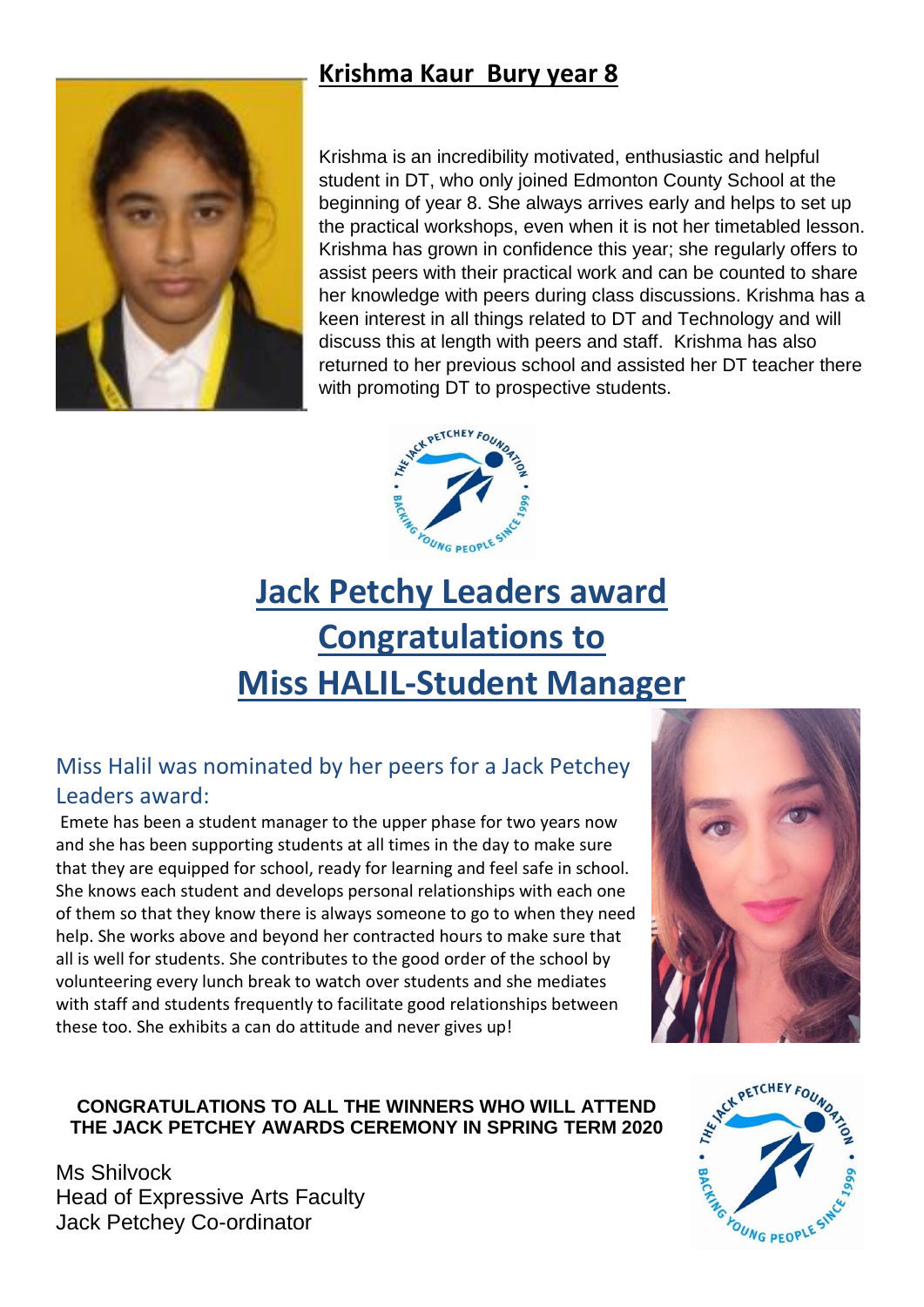## Krishma Kaur Bury year 8

Krishma is an incredibility motivated, enthusiastic and helpful student in DT, who only joined Edmonton County School at the beginning of year 8. She always arrives early and helps to set up the practical workshops, even when it is not her timetabled lesson. Krishma has grown in confidence this year; she regularly offers to assist peers with their practical work and can be counted to share her knowledge with peers during class discussions. Krishma has a keen interest in all things related to DT and Technology and will discuss this at length with peers and staff. Krishma has also returned to her previous school and assisted her DT teacher there with promoting DT to prospective students.

# Jack Petchy Leaders award
# Congratulations to
# Miss HALIL-Student Manager

### Miss Halil was nominated by her peers for a Jack Petchey Leaders award:

Emete has been a student manager to the upper phase for two years now and she has been supporting students at all times in the day to make sure that they are equipped for school, ready for learning and feel safe in school. She knows each student and develops personal relationships with each one of them so that they know there is always someone to go to when they need help. She works above and beyond her contracted hours to make sure that all is well for students. She contributes to the good order of the school by volunteering every lunch break to watch over students and she mediates with staff and students frequently to facilitate good relationships between these too. She exhibits a can do attitude and never gives up!

**CONGRATULATIONS TO ALL THE WINNERS WHO WILL ATTEND THE JACK PETCHEY AWARDS CEREMONY IN SPRING TERM 2020**

Ms Shilvock
Head of Expressive Arts Faculty
Jack Petchey Co-ordinator